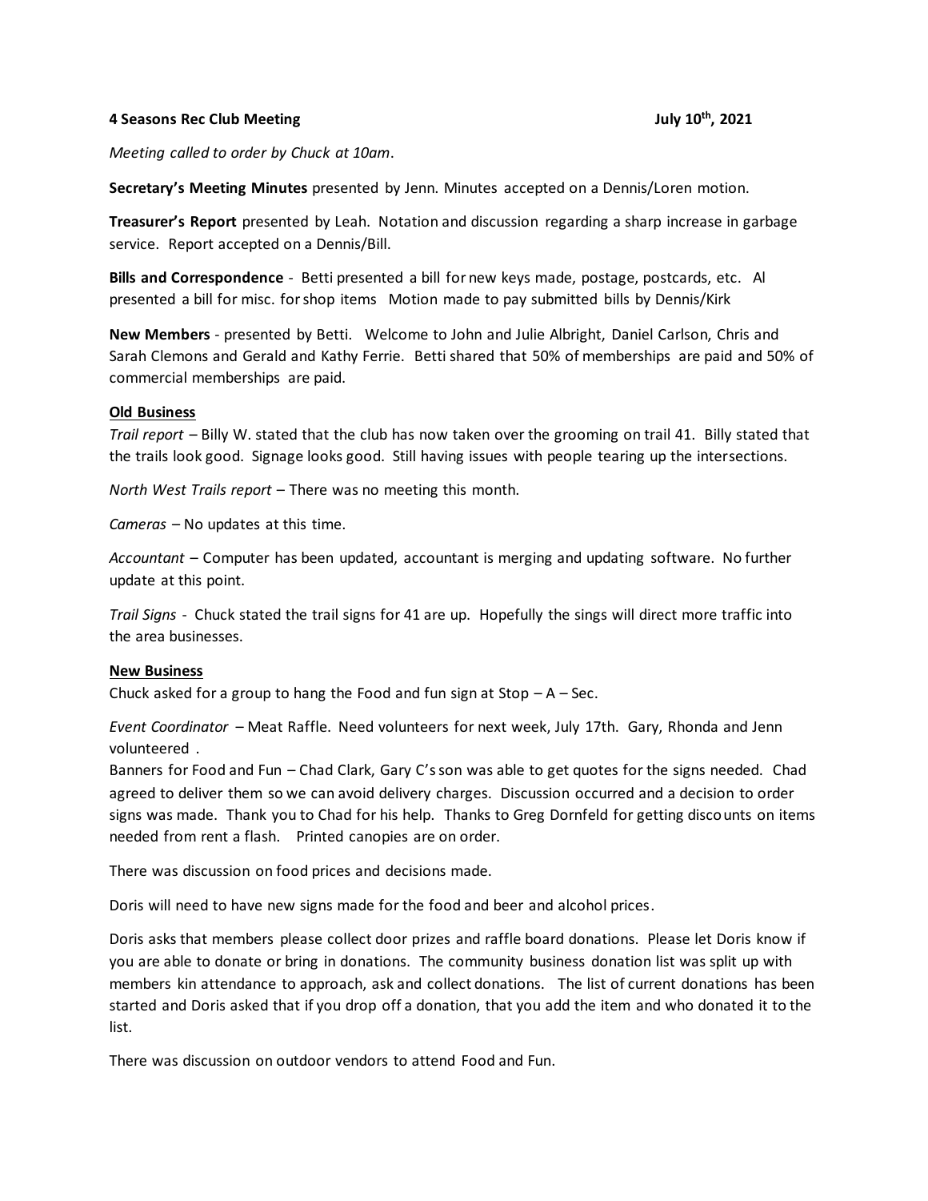**4 Seasons Rec Club Meeting** **July 10th, 2021**

*Meeting called to order by Chuck at 10am*.

**Secretary's Meeting Minutes** presented by Jenn. Minutes accepted on a Dennis/Loren motion.

**Treasurer's Report** presented by Leah. Notation and discussion regarding a sharp increase in garbage service. Report accepted on a Dennis/Bill.

**Bills and Correspondence** - Betti presented a bill for new keys made, postage, postcards, etc. Al presented a bill for misc. for shop items Motion made to pay submitted bills by Dennis/Kirk

**New Members** - presented by Betti. Welcome to John and Julie Albright, Daniel Carlson, Chris and Sarah Clemons and Gerald and Kathy Ferrie. Betti shared that 50% of memberships are paid and 50% of commercial memberships are paid.

**Old Business**

*Trail report* – Billy W. stated that the club has now taken over the grooming on trail 41. Billy stated that the trails look good. Signage looks good. Still having issues with people tearing up the intersections.

*North West Trails report* – There was no meeting this month.

*Cameras* – No updates at this time.

*Accountant* – Computer has been updated, accountant is merging and updating software. No further update at this point.

*Trail Signs* - Chuck stated the trail signs for 41 are up. Hopefully the sings will direct more traffic into the area businesses.

**New Business**

Chuck asked for a group to hang the Food and fun sign at Stop – A – Sec.

*Event Coordinator* – Meat Raffle. Need volunteers for next week, July 17th. Gary, Rhonda and Jenn volunteered .

Banners for Food and Fun – Chad Clark, Gary C's son was able to get quotes for the signs needed. Chad agreed to deliver them so we can avoid delivery charges. Discussion occurred and a decision to order signs was made. Thank you to Chad for his help. Thanks to Greg Dornfeld for getting discounts on items needed from rent a flash. Printed canopies are on order.

There was discussion on food prices and decisions made.

Doris will need to have new signs made for the food and beer and alcohol prices.

Doris asks that members please collect door prizes and raffle board donations. Please let Doris know if you are able to donate or bring in donations. The community business donation list was split up with members kin attendance to approach, ask and collect donations. The list of current donations has been started and Doris asked that if you drop off a donation, that you add the item and who donated it to the list.

There was discussion on outdoor vendors to attend Food and Fun.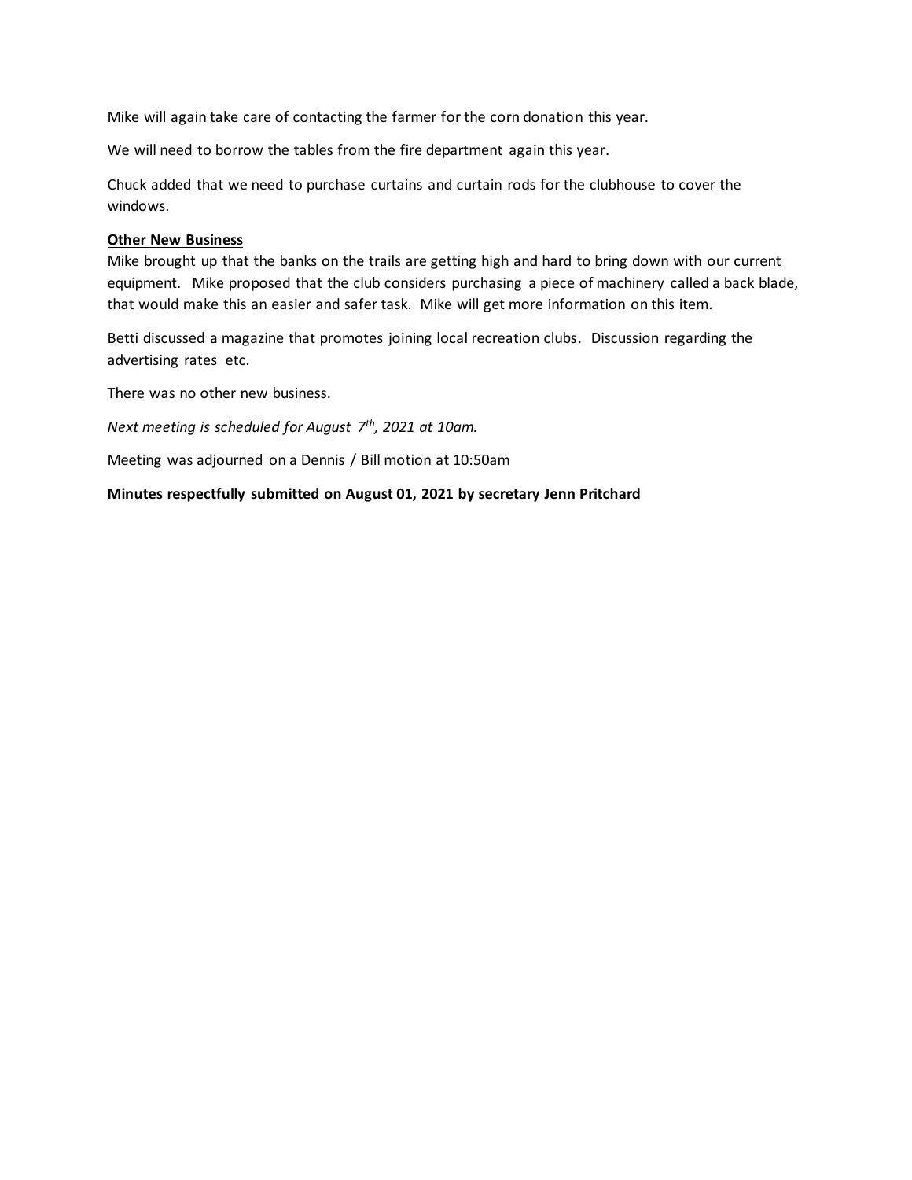Mike will again take care of contacting the farmer for the corn donation this year.

We will need to borrow the tables from the fire department again this year.

Chuck added that we need to purchase curtains and curtain rods for the clubhouse to cover the windows.

**Other New Business**

Mike brought up that the banks on the trails are getting high and hard to bring down with our current equipment. Mike proposed that the club considers purchasing a piece of machinery called a back blade, that would make this an easier and safer task. Mike will get more information on this item.

Betti discussed a magazine that promotes joining local recreation clubs. Discussion regarding the advertising rates etc.

There was no other new business.

*Next meeting is scheduled for August 7th, 2021 at 10am.*

Meeting was adjourned on a Dennis / Bill motion at 10:50am

**Minutes respectfully submitted on August 01, 2021 by secretary Jenn Pritchard**